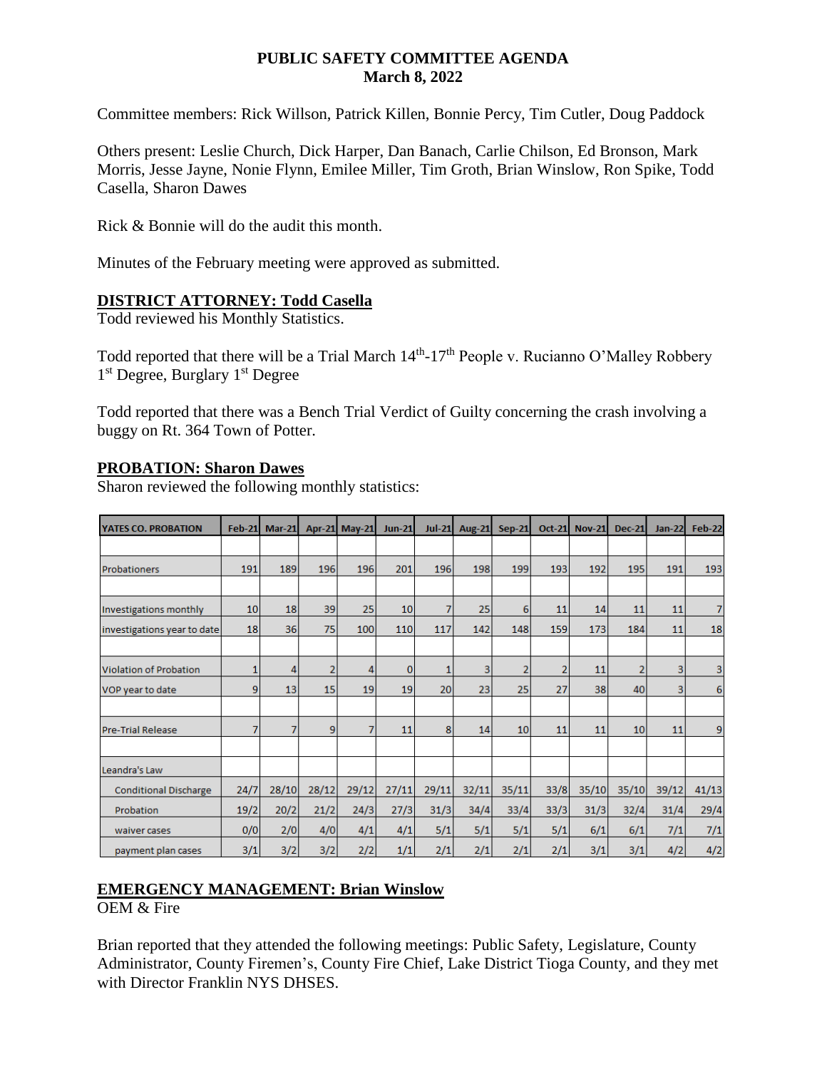**PUBLIC SAFETY COMMITTEE AGENDA**
**March 8, 2022**

Committee members: Rick Willson, Patrick Killen, Bonnie Percy, Tim Cutler, Doug Paddock

Others present: Leslie Church, Dick Harper, Dan Banach, Carlie Chilson, Ed Bronson, Mark Morris, Jesse Jayne, Nonie Flynn, Emilee Miller, Tim Groth, Brian Winslow, Ron Spike, Todd Casella, Sharon Dawes

Rick & Bonnie will do the audit this month.

Minutes of the February meeting were approved as submitted.

## DISTRICT ATTORNEY: Todd Casella

Todd reviewed his Monthly Statistics.

Todd reported that there will be a Trial March 14th-17th People v. Rucianno O'Malley Robbery 1st Degree, Burglary 1st Degree

Todd reported that there was a Bench Trial Verdict of Guilty concerning the crash involving a buggy on Rt. 364 Town of Potter.

## PROBATION: Sharon Dawes

Sharon reviewed the following monthly statistics:

| YATES CO. PROBATION | Feb-21 | Mar-21 | Apr-21 | May-21 | Jun-21 | Jul-21 | Aug-21 | Sep-21 | Oct-21 | Nov-21 | Dec-21 | Jan-22 | Feb-22 |
|---|---|---|---|---|---|---|---|---|---|---|---|---|---|
| | | | | | | | | | | | | | |
| Probationers | 191 | 189 | 196 | 196 | 201 | 196 | 198 | 199 | 193 | 192 | 195 | 191 | 193 |
| | | | | | | | | | | | | | |
| Investigations monthly | 10 | 18 | 39 | 25 | 10 | 7 | 25 | 6 | 11 | 14 | 11 | 11 | 7 |
| investigations year to date | 18 | 36 | 75 | 100 | 110 | 117 | 142 | 148 | 159 | 173 | 184 | 11 | 18 |
| | | | | | | | | | | | | | |
| Violation of Probation | 1 | 4 | 2 | 4 | 0 | 1 | 3 | 2 | 2 | 11 | 2 | 3 | 3 |
| VOP year to date | 9 | 13 | 15 | 19 | 19 | 20 | 23 | 25 | 27 | 38 | 40 | 3 | 6 |
| | | | | | | | | | | | | | |
| Pre-Trial Release | 7 | 7 | 9 | 7 | 11 | 8 | 14 | 10 | 11 | 11 | 10 | 11 | 9 |
| | | | | | | | | | | | | | |
| Leandra's Law | | | | | | | | | | | | | |
| Conditional Discharge | 24/7 | 28/10 | 28/12 | 29/12 | 27/11 | 29/11 | 32/11 | 35/11 | 33/8 | 35/10 | 35/10 | 39/12 | 41/13 |
| Probation | 19/2 | 20/2 | 21/2 | 24/3 | 27/3 | 31/3 | 34/4 | 33/4 | 33/3 | 31/3 | 32/4 | 31/4 | 29/4 |
| waiver cases | 0/0 | 2/0 | 4/0 | 4/1 | 4/1 | 5/1 | 5/1 | 5/1 | 5/1 | 6/1 | 6/1 | 7/1 | 7/1 |
| payment plan cases | 3/1 | 3/2 | 3/2 | 2/2 | 1/1 | 2/1 | 2/1 | 2/1 | 2/1 | 3/1 | 3/1 | 4/2 | 4/2 |

## EMERGENCY MANAGEMENT: Brian Winslow

OEM & Fire

Brian reported that they attended the following meetings: Public Safety, Legislature, County Administrator, County Firemen's, County Fire Chief, Lake District Tioga County, and they met with Director Franklin NYS DHSES.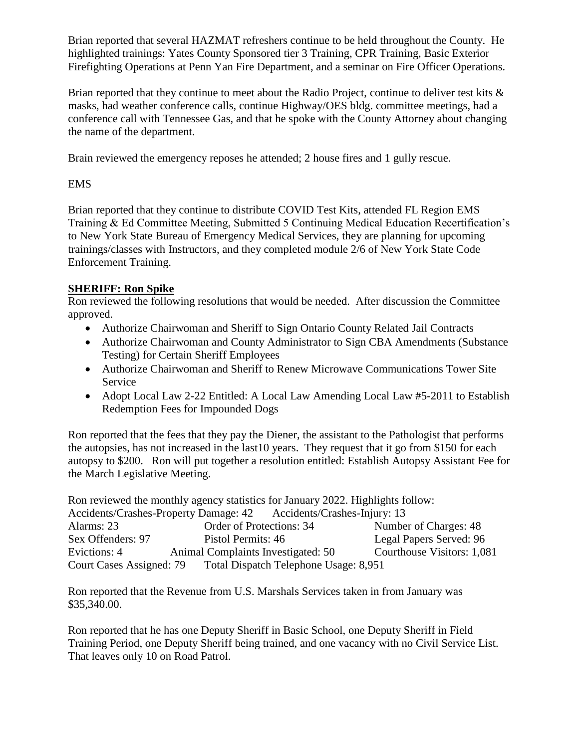Brian reported that several HAZMAT refreshers continue to be held throughout the County. He highlighted trainings: Yates County Sponsored tier 3 Training, CPR Training, Basic Exterior Firefighting Operations at Penn Yan Fire Department, and a seminar on Fire Officer Operations.

Brian reported that they continue to meet about the Radio Project, continue to deliver test kits & masks, had weather conference calls, continue Highway/OES bldg. committee meetings, had a conference call with Tennessee Gas, and that he spoke with the County Attorney about changing the name of the department.

Brain reviewed the emergency reposes he attended; 2 house fires and 1 gully rescue.

EMS

Brian reported that they continue to distribute COVID Test Kits, attended FL Region EMS Training & Ed Committee Meeting, Submitted 5 Continuing Medical Education Recertification's to New York State Bureau of Emergency Medical Services, they are planning for upcoming trainings/classes with Instructors, and they completed module 2/6 of New York State Code Enforcement Training.

**SHERIFF: Ron Spike**

Ron reviewed the following resolutions that would be needed. After discussion the Committee approved.

- Authorize Chairwoman and Sheriff to Sign Ontario County Related Jail Contracts
- Authorize Chairwoman and County Administrator to Sign CBA Amendments (Substance Testing) for Certain Sheriff Employees
- Authorize Chairwoman and Sheriff to Renew Microwave Communications Tower Site Service
- Adopt Local Law 2-22 Entitled: A Local Law Amending Local Law #5-2011 to Establish Redemption Fees for Impounded Dogs

Ron reported that the fees that they pay the Diener, the assistant to the Pathologist that performs the autopsies, has not increased in the last10 years. They request that it go from $150 for each autopsy to $200. Ron will put together a resolution entitled: Establish Autopsy Assistant Fee for the March Legislative Meeting.

Ron reviewed the monthly agency statistics for January 2022. Highlights follow:

Accidents/Crashes-Property Damage: 42 Accidents/Crashes-Injury: 13
Alarms: 23 Order of Protections: 34 Number of Charges: 48
Sex Offenders: 97 Pistol Permits: 46 Legal Papers Served: 96
Evictions: 4 Animal Complaints Investigated: 50 Courthouse Visitors: 1,081
Court Cases Assigned: 79 Total Dispatch Telephone Usage: 8,951

Ron reported that the Revenue from U.S. Marshals Services taken in from January was $35,340.00.

Ron reported that he has one Deputy Sheriff in Basic School, one Deputy Sheriff in Field Training Period, one Deputy Sheriff being trained, and one vacancy with no Civil Service List. That leaves only 10 on Road Patrol.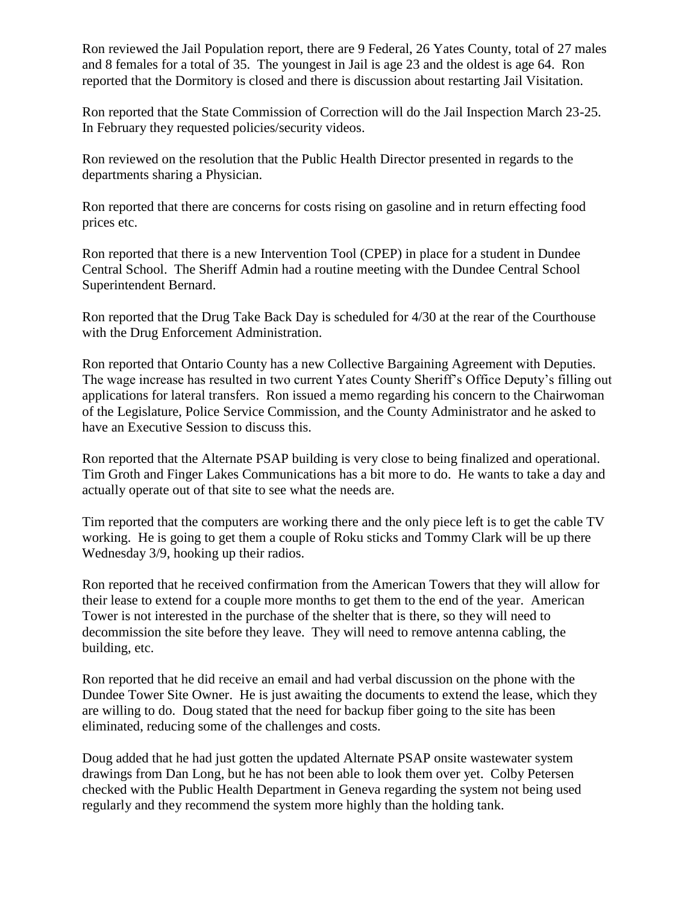Ron reviewed the Jail Population report, there are 9 Federal, 26 Yates County, total of 27 males and 8 females for a total of 35. The youngest in Jail is age 23 and the oldest is age 64. Ron reported that the Dormitory is closed and there is discussion about restarting Jail Visitation.

Ron reported that the State Commission of Correction will do the Jail Inspection March 23-25. In February they requested policies/security videos.

Ron reviewed on the resolution that the Public Health Director presented in regards to the departments sharing a Physician.

Ron reported that there are concerns for costs rising on gasoline and in return effecting food prices etc.

Ron reported that there is a new Intervention Tool (CPEP) in place for a student in Dundee Central School. The Sheriff Admin had a routine meeting with the Dundee Central School Superintendent Bernard.

Ron reported that the Drug Take Back Day is scheduled for 4/30 at the rear of the Courthouse with the Drug Enforcement Administration.

Ron reported that Ontario County has a new Collective Bargaining Agreement with Deputies. The wage increase has resulted in two current Yates County Sheriff's Office Deputy's filling out applications for lateral transfers. Ron issued a memo regarding his concern to the Chairwoman of the Legislature, Police Service Commission, and the County Administrator and he asked to have an Executive Session to discuss this.

Ron reported that the Alternate PSAP building is very close to being finalized and operational. Tim Groth and Finger Lakes Communications has a bit more to do. He wants to take a day and actually operate out of that site to see what the needs are.

Tim reported that the computers are working there and the only piece left is to get the cable TV working. He is going to get them a couple of Roku sticks and Tommy Clark will be up there Wednesday 3/9, hooking up their radios.

Ron reported that he received confirmation from the American Towers that they will allow for their lease to extend for a couple more months to get them to the end of the year. American Tower is not interested in the purchase of the shelter that is there, so they will need to decommission the site before they leave. They will need to remove antenna cabling, the building, etc.

Ron reported that he did receive an email and had verbal discussion on the phone with the Dundee Tower Site Owner. He is just awaiting the documents to extend the lease, which they are willing to do. Doug stated that the need for backup fiber going to the site has been eliminated, reducing some of the challenges and costs.

Doug added that he had just gotten the updated Alternate PSAP onsite wastewater system drawings from Dan Long, but he has not been able to look them over yet. Colby Petersen checked with the Public Health Department in Geneva regarding the system not being used regularly and they recommend the system more highly than the holding tank.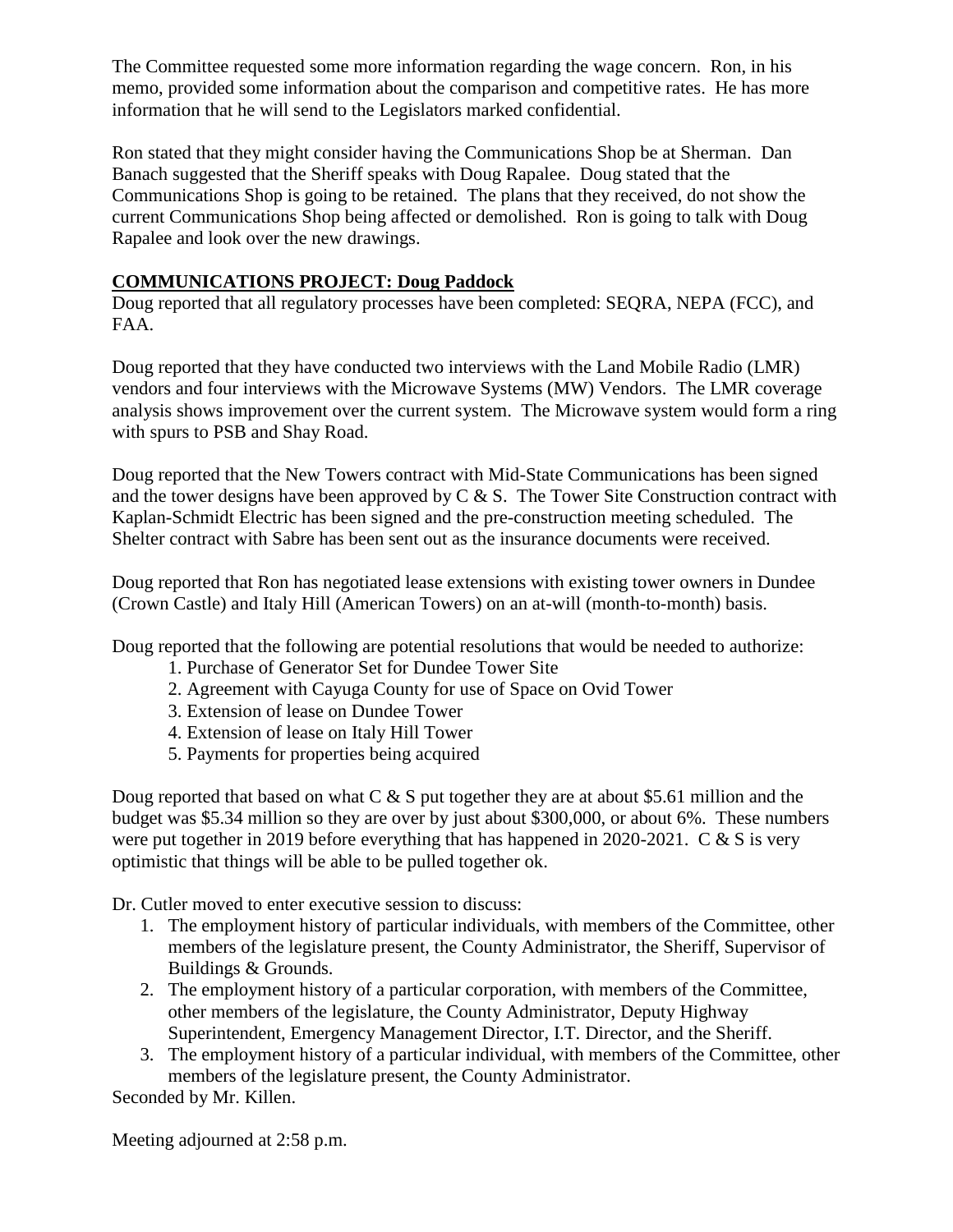The Committee requested some more information regarding the wage concern. Ron, in his memo, provided some information about the comparison and competitive rates. He has more information that he will send to the Legislators marked confidential.

Ron stated that they might consider having the Communications Shop be at Sherman. Dan Banach suggested that the Sheriff speaks with Doug Rapalee. Doug stated that the Communications Shop is going to be retained. The plans that they received, do not show the current Communications Shop being affected or demolished. Ron is going to talk with Doug Rapalee and look over the new drawings.

**COMMUNICATIONS PROJECT: Doug Paddock**

Doug reported that all regulatory processes have been completed: SEQRA, NEPA (FCC), and FAA.

Doug reported that they have conducted two interviews with the Land Mobile Radio (LMR) vendors and four interviews with the Microwave Systems (MW) Vendors. The LMR coverage analysis shows improvement over the current system. The Microwave system would form a ring with spurs to PSB and Shay Road.

Doug reported that the New Towers contract with Mid-State Communications has been signed and the tower designs have been approved by C & S. The Tower Site Construction contract with Kaplan-Schmidt Electric has been signed and the pre-construction meeting scheduled. The Shelter contract with Sabre has been sent out as the insurance documents were received.

Doug reported that Ron has negotiated lease extensions with existing tower owners in Dundee (Crown Castle) and Italy Hill (American Towers) on an at-will (month-to-month) basis.

Doug reported that the following are potential resolutions that would be needed to authorize:

1. Purchase of Generator Set for Dundee Tower Site
2. Agreement with Cayuga County for use of Space on Ovid Tower
3. Extension of lease on Dundee Tower
4. Extension of lease on Italy Hill Tower
5. Payments for properties being acquired

Doug reported that based on what C & S put together they are at about $5.61 million and the budget was $5.34 million so they are over by just about $300,000, or about 6%. These numbers were put together in 2019 before everything that has happened in 2020-2021. C & S is very optimistic that things will be able to be pulled together ok.

Dr. Cutler moved to enter executive session to discuss:

1. The employment history of particular individuals, with members of the Committee, other members of the legislature present, the County Administrator, the Sheriff, Supervisor of Buildings & Grounds.
2. The employment history of a particular corporation, with members of the Committee, other members of the legislature, the County Administrator, Deputy Highway Superintendent, Emergency Management Director, I.T. Director, and the Sheriff.
3. The employment history of a particular individual, with members of the Committee, other members of the legislature present, the County Administrator.

Seconded by Mr. Killen.

Meeting adjourned at 2:58 p.m.